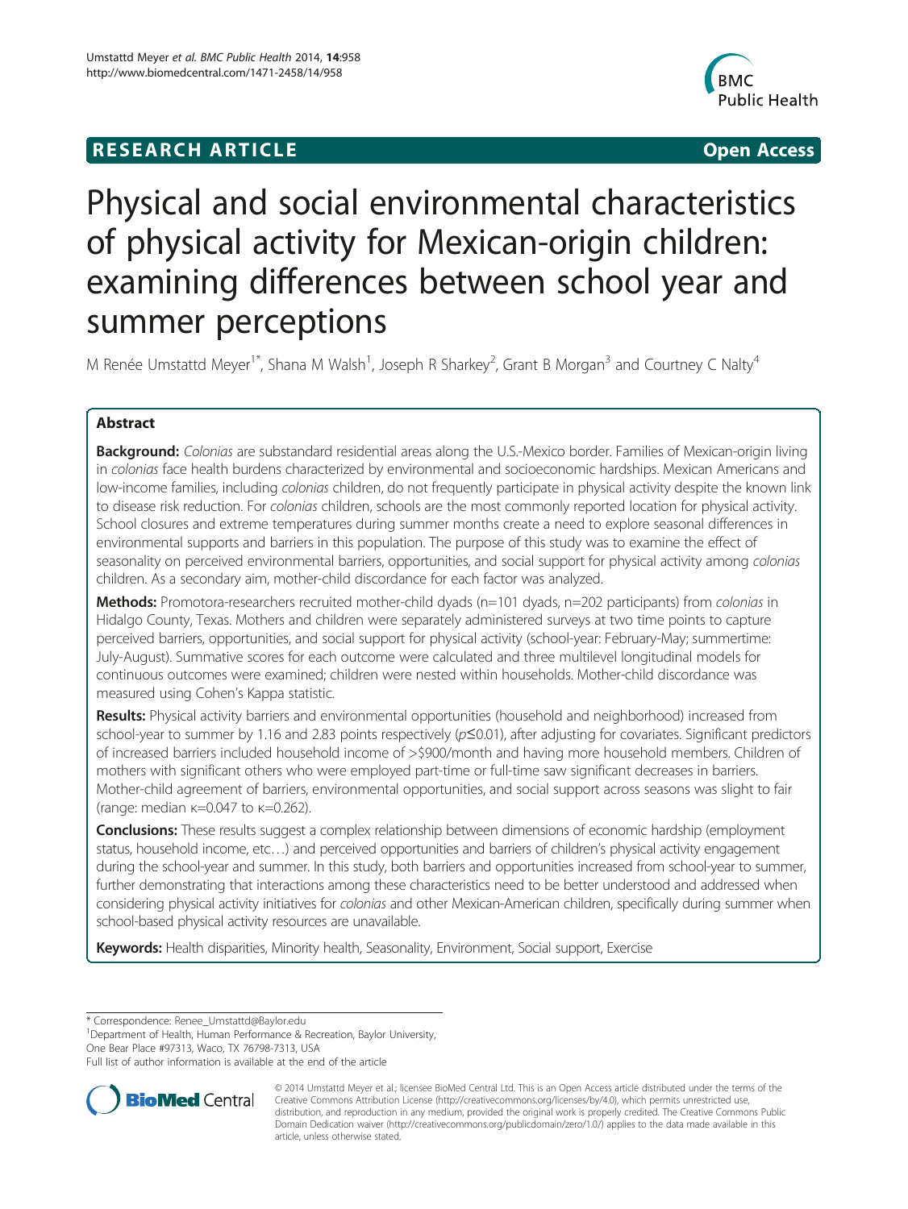**RESEARCH ARTICLE** **Open Access**

# Physical and social environmental characteristics of physical activity for Mexican-origin children: examining differences between school year and summer perceptions

M Renée Umstattd Meyer[1*], Shana M Walsh[1], Joseph R Sharkey[2], Grant B Morgan[3] and Courtney C Nalty[4]

## Abstract

**Background:** *Colonias* are substandard residential areas along the U.S.-Mexico border. Families of Mexican-origin living in *colonias* face health burdens characterized by environmental and socioeconomic hardships. Mexican Americans and low-income families, including *colonias* children, do not frequently participate in physical activity despite the known link to disease risk reduction. For *colonias* children, schools are the most commonly reported location for physical activity. School closures and extreme temperatures during summer months create a need to explore seasonal differences in environmental supports and barriers in this population. The purpose of this study was to examine the effect of seasonality on perceived environmental barriers, opportunities, and social support for physical activity among *colonias* children. As a secondary aim, mother-child discordance for each factor was analyzed.

**Methods:** Promotora-researchers recruited mother-child dyads (n=101 dyads, n=202 participants) from *colonias* in Hidalgo County, Texas. Mothers and children were separately administered surveys at two time points to capture perceived barriers, opportunities, and social support for physical activity (school-year: February-May; summertime: July-August). Summative scores for each outcome were calculated and three multilevel longitudinal models for continuous outcomes were examined; children were nested within households. Mother-child discordance was measured using Cohen's Kappa statistic.

**Results:** Physical activity barriers and environmental opportunities (household and neighborhood) increased from school-year to summer by 1.16 and 2.83 points respectively ($p \leq 0.01$), after adjusting for covariates. Significant predictors of increased barriers included household income of >$900/month and having more household members. Children of mothers with significant others who were employed part-time or full-time saw significant decreases in barriers. Mother-child agreement of barriers, environmental opportunities, and social support across seasons was slight to fair (range: median $\kappa=0.047$ to $\kappa=0.262$).

**Conclusions:** These results suggest a complex relationship between dimensions of economic hardship (employment status, household income, etc…) and perceived opportunities and barriers of children's physical activity engagement during the school-year and summer. In this study, both barriers and opportunities increased from school-year to summer, further demonstrating that interactions among these characteristics need to be better understood and addressed when considering physical activity initiatives for *colonias* and other Mexican-American children, specifically during summer when school-based physical activity resources are unavailable.

**Keywords:** Health disparities, Minority health, Seasonality, Environment, Social support, Exercise

---

\* Correspondence: Renee_Umstattd@Baylor.edu

[1]Department of Health, Human Performance & Recreation, Baylor University, One Bear Place #97313, Waco, TX 76798-7313, USA

Full list of author information is available at the end of the article

© 2014 Umstattd Meyer et al.; licensee BioMed Central Ltd. This is an Open Access article distributed under the terms of the Creative Commons Attribution License (http://creativecommons.org/licenses/by/4.0), which permits unrestricted use, distribution, and reproduction in any medium, provided the original work is properly credited. The Creative Commons Public Domain Dedication waiver (http://creativecommons.org/publicdomain/zero/1.0/) applies to the data made available in this article, unless otherwise stated.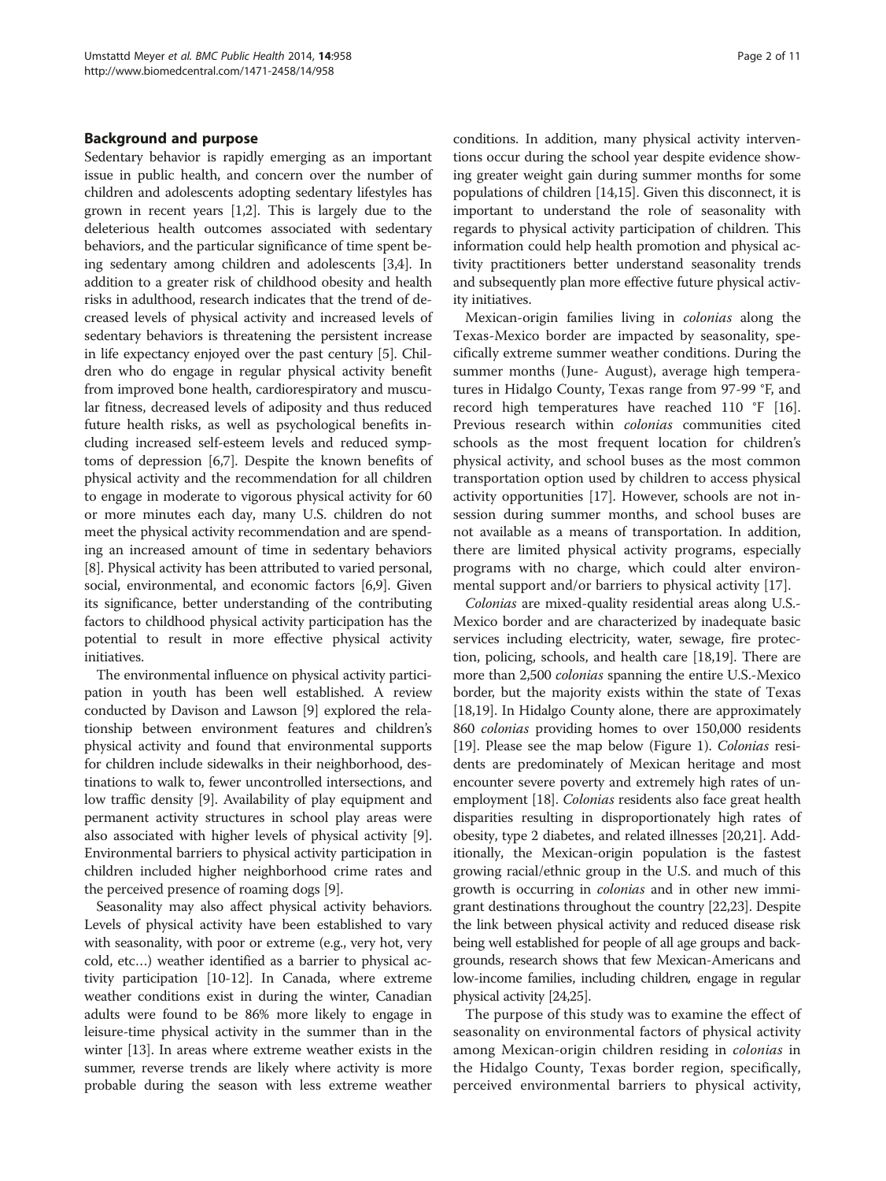## Background and purpose

Sedentary behavior is rapidly emerging as an important issue in public health, and concern over the number of children and adolescents adopting sedentary lifestyles has grown in recent years [1,2]. This is largely due to the deleterious health outcomes associated with sedentary behaviors, and the particular significance of time spent being sedentary among children and adolescents [3,4]. In addition to a greater risk of childhood obesity and health risks in adulthood, research indicates that the trend of decreased levels of physical activity and increased levels of sedentary behaviors is threatening the persistent increase in life expectancy enjoyed over the past century [5]. Children who do engage in regular physical activity benefit from improved bone health, cardiorespiratory and muscular fitness, decreased levels of adiposity and thus reduced future health risks, as well as psychological benefits including increased self-esteem levels and reduced symptoms of depression [6,7]. Despite the known benefits of physical activity and the recommendation for all children to engage in moderate to vigorous physical activity for 60 or more minutes each day, many U.S. children do not meet the physical activity recommendation and are spending an increased amount of time in sedentary behaviors [8]. Physical activity has been attributed to varied personal, social, environmental, and economic factors [6,9]. Given its significance, better understanding of the contributing factors to childhood physical activity participation has the potential to result in more effective physical activity initiatives.

The environmental influence on physical activity participation in youth has been well established. A review conducted by Davison and Lawson [9] explored the relationship between environment features and children's physical activity and found that environmental supports for children include sidewalks in their neighborhood, destinations to walk to, fewer uncontrolled intersections, and low traffic density [9]. Availability of play equipment and permanent activity structures in school play areas were also associated with higher levels of physical activity [9]. Environmental barriers to physical activity participation in children included higher neighborhood crime rates and the perceived presence of roaming dogs [9].

Seasonality may also affect physical activity behaviors. Levels of physical activity have been established to vary with seasonality, with poor or extreme (e.g., very hot, very cold, etc…) weather identified as a barrier to physical activity participation [10-12]. In Canada, where extreme weather conditions exist in during the winter, Canadian adults were found to be 86% more likely to engage in leisure-time physical activity in the summer than in the winter [13]. In areas where extreme weather exists in the summer, reverse trends are likely where activity is more probable during the season with less extreme weather conditions. In addition, many physical activity interventions occur during the school year despite evidence showing greater weight gain during summer months for some populations of children [14,15]. Given this disconnect, it is important to understand the role of seasonality with regards to physical activity participation of children. This information could help health promotion and physical activity practitioners better understand seasonality trends and subsequently plan more effective future physical activity initiatives.

Mexican-origin families living in *colonias* along the Texas-Mexico border are impacted by seasonality, specifically extreme summer weather conditions. During the summer months (June- August), average high temperatures in Hidalgo County, Texas range from 97-99 °F, and record high temperatures have reached 110 °F [16]. Previous research within *colonias* communities cited schools as the most frequent location for children's physical activity, and school buses as the most common transportation option used by children to access physical activity opportunities [17]. However, schools are not in session during summer months, and school buses are not available as a means of transportation. In addition, there are limited physical activity programs, especially programs with no charge, which could alter environmental support and/or barriers to physical activity [17].

*Colonias* are mixed-quality residential areas along U.S.-Mexico border and are characterized by inadequate basic services including electricity, water, sewage, fire protection, policing, schools, and health care [18,19]. There are more than 2,500 *colonias* spanning the entire U.S.-Mexico border, but the majority exists within the state of Texas [18,19]. In Hidalgo County alone, there are approximately 860 *colonias* providing homes to over 150,000 residents [19]. Please see the map below (Figure 1). *Colonias* residents are predominately of Mexican heritage and most encounter severe poverty and extremely high rates of unemployment [18]. *Colonias* residents also face great health disparities resulting in disproportionately high rates of obesity, type 2 diabetes, and related illnesses [20,21]. Additionally, the Mexican-origin population is the fastest growing racial/ethnic group in the U.S. and much of this growth is occurring in *colonias* and in other new immigrant destinations throughout the country [22,23]. Despite the link between physical activity and reduced disease risk being well established for people of all age groups and backgrounds, research shows that few Mexican-Americans and low-income families, including children, engage in regular physical activity [24,25].

The purpose of this study was to examine the effect of seasonality on environmental factors of physical activity among Mexican-origin children residing in *colonias* in the Hidalgo County, Texas border region, specifically, perceived environmental barriers to physical activity,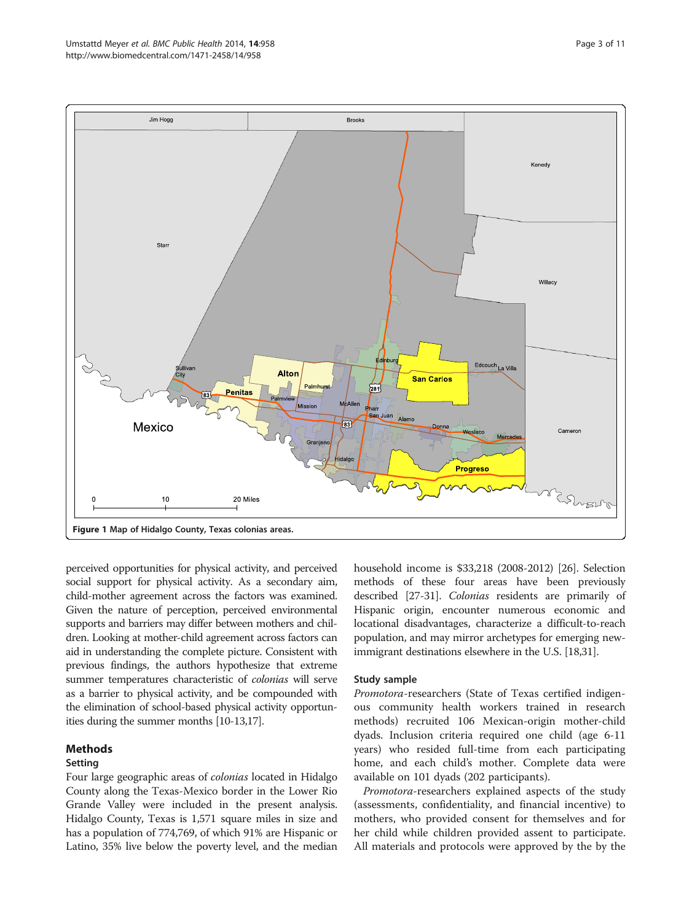Figure 1 Map of Hidalgo County, Texas colonias areas.

perceived opportunities for physical activity, and perceived social support for physical activity. As a secondary aim, child-mother agreement across the factors was examined. Given the nature of perception, perceived environmental supports and barriers may differ between mothers and children. Looking at mother-child agreement across factors can aid in understanding the complete picture. Consistent with previous findings, the authors hypothesize that extreme summer temperatures characteristic of *colonias* will serve as a barrier to physical activity, and be compounded with the elimination of school-based physical activity opportunities during the summer months [10-13,17].

## Methods

### Setting

Four large geographic areas of *colonias* located in Hidalgo County along the Texas-Mexico border in the Lower Rio Grande Valley were included in the present analysis. Hidalgo County, Texas is 1,571 square miles in size and has a population of 774,769, of which 91% are Hispanic or Latino, 35% live below the poverty level, and the median household income is $33,218 (2008-2012) [26]. Selection methods of these four areas have been previously described [27-31]. *Colonias* residents are primarily of Hispanic origin, encounter numerous economic and locational disadvantages, characterize a difficult-to-reach population, and may mirror archetypes for emerging new-immigrant destinations elsewhere in the U.S. [18,31].

### Study sample

*Promotora*-researchers (State of Texas certified indigenous community health workers trained in research methods) recruited 106 Mexican-origin mother-child dyads. Inclusion criteria required one child (age 6-11 years) who resided full-time from each participating home, and each child's mother. Complete data were available on 101 dyads (202 participants).

*Promotora*-researchers explained aspects of the study (assessments, confidentiality, and financial incentive) to mothers, who provided consent for themselves and for her child while children provided assent to participate. All materials and protocols were approved by the by the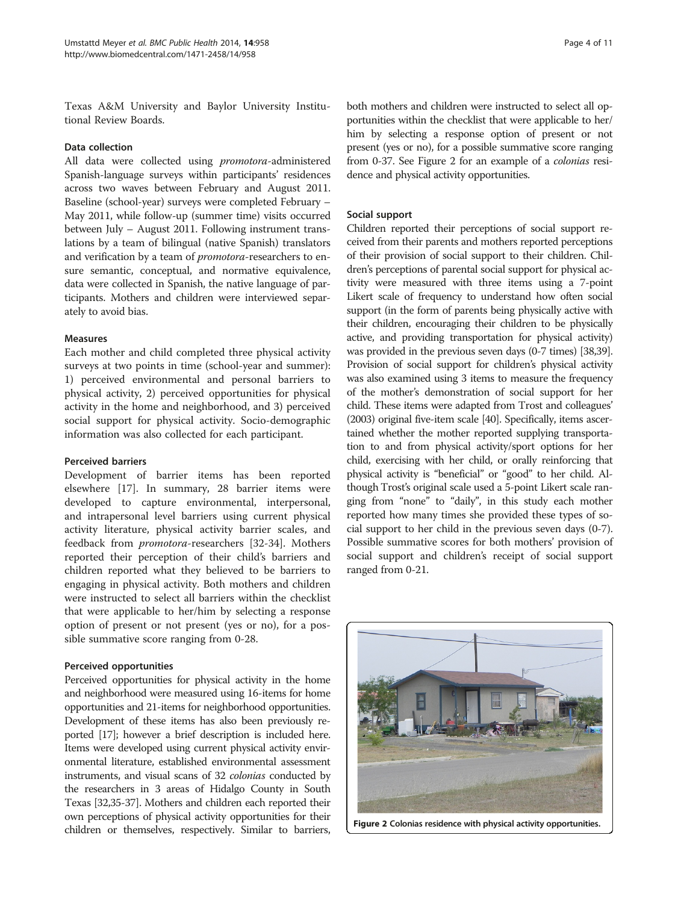Texas A&M University and Baylor University Institutional Review Boards.

### Data collection

All data were collected using *promotora*-administered Spanish-language surveys within participants' residences across two waves between February and August 2011. Baseline (school-year) surveys were completed February – May 2011, while follow-up (summer time) visits occurred between July – August 2011. Following instrument translations by a team of bilingual (native Spanish) translators and verification by a team of *promotora*-researchers to ensure semantic, conceptual, and normative equivalence, data were collected in Spanish, the native language of participants. Mothers and children were interviewed separately to avoid bias.

### Measures

Each mother and child completed three physical activity surveys at two points in time (school-year and summer): 1) perceived environmental and personal barriers to physical activity, 2) perceived opportunities for physical activity in the home and neighborhood, and 3) perceived social support for physical activity. Socio-demographic information was also collected for each participant.

#### Perceived barriers

Development of barrier items has been reported elsewhere [17]. In summary, 28 barrier items were developed to capture environmental, interpersonal, and intrapersonal level barriers using current physical activity literature, physical activity barrier scales, and feedback from *promotora*-researchers [32-34]. Mothers reported their perception of their child's barriers and children reported what they believed to be barriers to engaging in physical activity. Both mothers and children were instructed to select all barriers within the checklist that were applicable to her/him by selecting a response option of present or not present (yes or no), for a possible summative score ranging from 0-28.

#### Perceived opportunities

Perceived opportunities for physical activity in the home and neighborhood were measured using 16-items for home opportunities and 21-items for neighborhood opportunities. Development of these items has also been previously reported [17]; however a brief description is included here. Items were developed using current physical activity environmental literature, established environmental assessment instruments, and visual scans of 32 *colonias* conducted by the researchers in 3 areas of Hidalgo County in South Texas [32,35-37]. Mothers and children each reported their own perceptions of physical activity opportunities for their children or themselves, respectively. Similar to barriers, both mothers and children were instructed to select all opportunities within the checklist that were applicable to her/him by selecting a response option of present or not present (yes or no), for a possible summative score ranging from 0-37. See Figure 2 for an example of a *colonias* residence and physical activity opportunities.

#### Social support

Children reported their perceptions of social support received from their parents and mothers reported perceptions of their provision of social support to their children. Children's perceptions of parental social support for physical activity were measured with three items using a 7-point Likert scale of frequency to understand how often social support (in the form of parents being physically active with their children, encouraging their children to be physically active, and providing transportation for physical activity) was provided in the previous seven days (0-7 times) [38,39]. Provision of social support for children's physical activity was also examined using 3 items to measure the frequency of the mother's demonstration of social support for her child. These items were adapted from Trost and colleagues' (2003) original five-item scale [40]. Specifically, items ascertained whether the mother reported supplying transportation to and from physical activity/sport options for her child, exercising with her child, or orally reinforcing that physical activity is "beneficial" or "good" to her child. Although Trost's original scale used a 5-point Likert scale ranging from "none" to "daily", in this study each mother reported how many times she provided these types of social support to her child in the previous seven days (0-7). Possible summative scores for both mothers' provision of social support and children's receipt of social support ranged from 0-21.

**Figure 2 Colonias residence with physical activity opportunities.**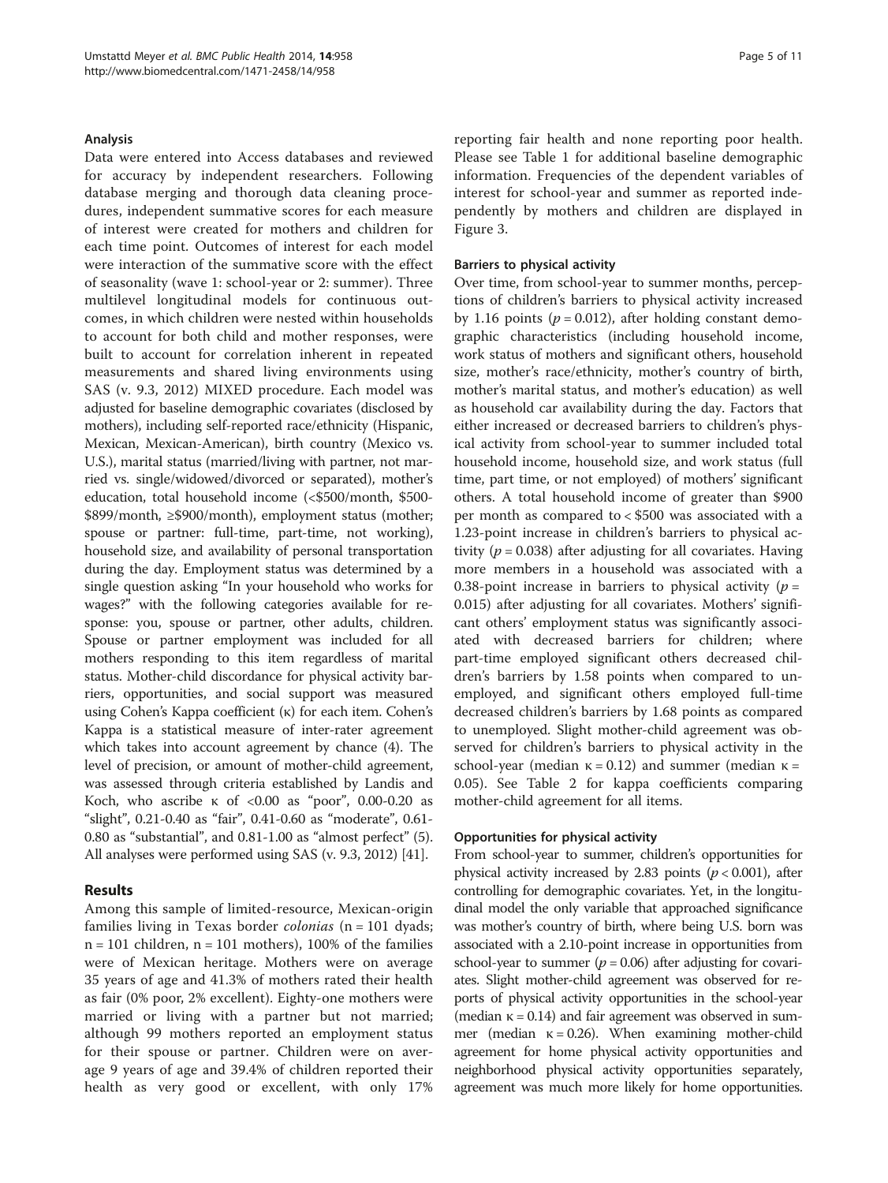### Analysis

Data were entered into Access databases and reviewed for accuracy by independent researchers. Following database merging and thorough data cleaning procedures, independent summative scores for each measure of interest were created for mothers and children for each time point. Outcomes of interest for each model were interaction of the summative score with the effect of seasonality (wave 1: school-year or 2: summer). Three multilevel longitudinal models for continuous outcomes, in which children were nested within households to account for both child and mother responses, were built to account for correlation inherent in repeated measurements and shared living environments using SAS (v. 9.3, 2012) MIXED procedure. Each model was adjusted for baseline demographic covariates (disclosed by mothers), including self-reported race/ethnicity (Hispanic, Mexican, Mexican-American), birth country (Mexico vs. U.S.), marital status (married/living with partner, not married vs. single/widowed/divorced or separated), mother's education, total household income (<\$500/month, \$500-\$899/month, ≥\$900/month), employment status (mother; spouse or partner: full-time, part-time, not working), household size, and availability of personal transportation during the day. Employment status was determined by a single question asking "In your household who works for wages?" with the following categories available for response: you, spouse or partner, other adults, children. Spouse or partner employment was included for all mothers responding to this item regardless of marital status. Mother-child discordance for physical activity barriers, opportunities, and social support was measured using Cohen's Kappa coefficient (κ) for each item. Cohen's Kappa is a statistical measure of inter-rater agreement which takes into account agreement by chance (4). The level of precision, or amount of mother-child agreement, was assessed through criteria established by Landis and Koch, who ascribe κ of <0.00 as "poor", 0.00-0.20 as "slight", 0.21-0.40 as "fair", 0.41-0.60 as "moderate", 0.61-0.80 as "substantial", and 0.81-1.00 as "almost perfect" (5). All analyses were performed using SAS (v. 9.3, 2012) [41].

## Results

Among this sample of limited-resource, Mexican-origin families living in Texas border *colonias* (n = 101 dyads; n = 101 children, n = 101 mothers), 100% of the families were of Mexican heritage. Mothers were on average 35 years of age and 41.3% of mothers rated their health as fair (0% poor, 2% excellent). Eighty-one mothers were married or living with a partner but not married; although 99 mothers reported an employment status for their spouse or partner. Children were on average 9 years of age and 39.4% of children reported their health as very good or excellent, with only 17% reporting fair health and none reporting poor health. Please see Table 1 for additional baseline demographic information. Frequencies of the dependent variables of interest for school-year and summer as reported independently by mothers and children are displayed in Figure 3.

### Barriers to physical activity

Over time, from school-year to summer months, perceptions of children's barriers to physical activity increased by 1.16 points ($p = 0.012$), after holding constant demographic characteristics (including household income, work status of mothers and significant others, household size, mother's race/ethnicity, mother's country of birth, mother's marital status, and mother's education) as well as household car availability during the day. Factors that either increased or decreased barriers to children's physical activity from school-year to summer included total household income, household size, and work status (full time, part time, or not employed) of mothers' significant others. A total household income of greater than \$900 per month as compared to < \$500 was associated with a 1.23-point increase in children's barriers to physical activity ($p = 0.038$) after adjusting for all covariates. Having more members in a household was associated with a 0.38-point increase in barriers to physical activity ($p = 0.015$) after adjusting for all covariates. Mothers' significant others' employment status was significantly associated with decreased barriers for children; where part-time employed significant others decreased children's barriers by 1.58 points when compared to unemployed, and significant others employed full-time decreased children's barriers by 1.68 points as compared to unemployed. Slight mother-child agreement was observed for children's barriers to physical activity in the school-year (median κ = 0.12) and summer (median κ = 0.05). See Table 2 for kappa coefficients comparing mother-child agreement for all items.

### Opportunities for physical activity

From school-year to summer, children's opportunities for physical activity increased by 2.83 points ($p < 0.001$), after controlling for demographic covariates. Yet, in the longitudinal model the only variable that approached significance was mother's country of birth, where being U.S. born was associated with a 2.10-point increase in opportunities from school-year to summer ($p = 0.06$) after adjusting for covariates. Slight mother-child agreement was observed for reports of physical activity opportunities in the school-year (median κ = 0.14) and fair agreement was observed in summer (median κ = 0.26). When examining mother-child agreement for home physical activity opportunities and neighborhood physical activity opportunities separately, agreement was much more likely for home opportunities.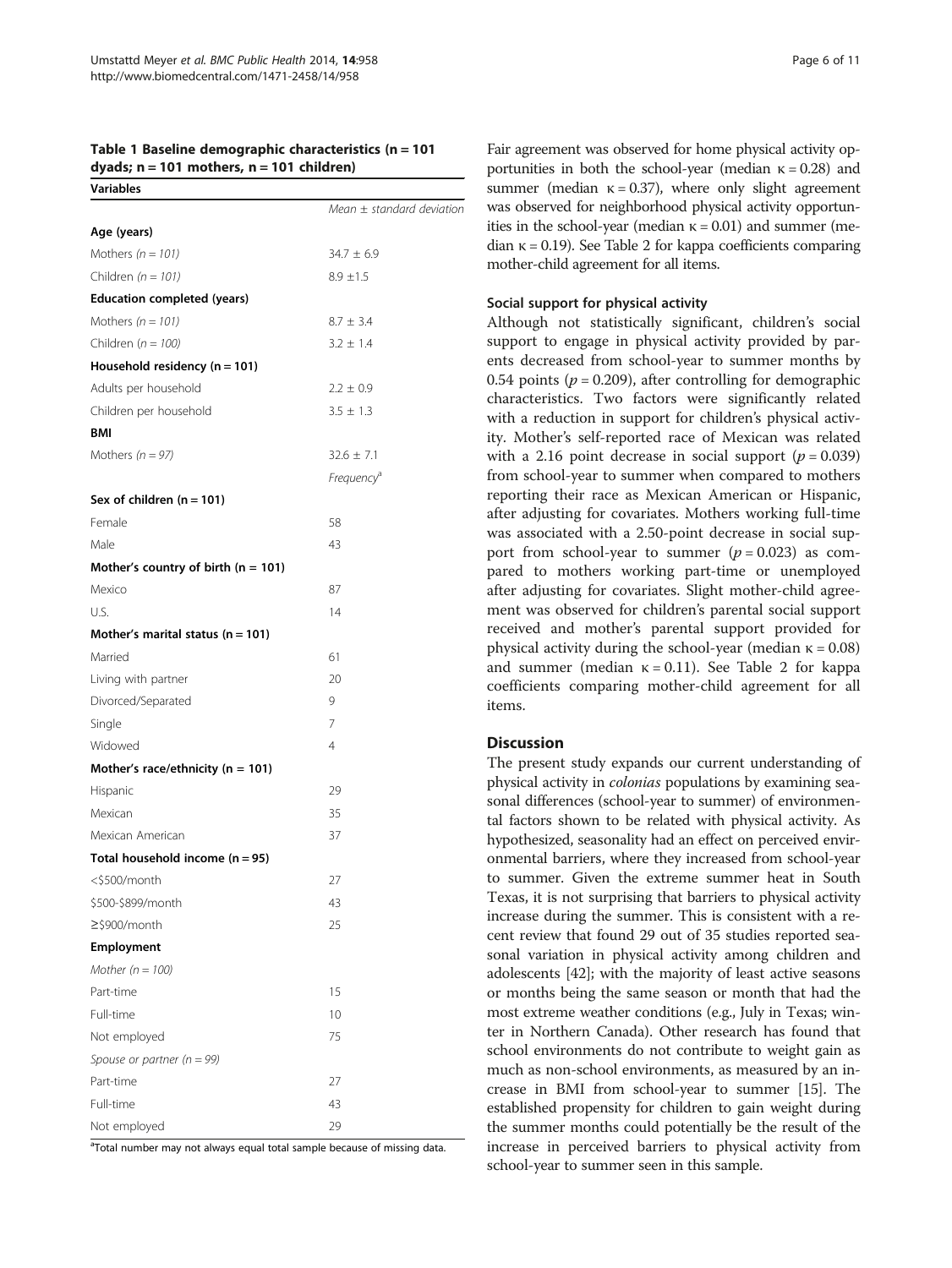**Table 1 Baseline demographic characteristics (n = 101 dyads; n = 101 mothers, n = 101 children)**

| Variables | |
|---|---|
| | *Mean ± standard deviation* |
| **Age (years)** | |
| Mothers *(n = 101)* | 34.7 ± 6.9 |
| Children *(n = 101)* | 8.9 ±1.5 |
| **Education completed (years)** | |
| Mothers *(n = 101)* | 8.7 ± 3.4 |
| Children *(n = 100)* | 3.2 ± 1.4 |
| **Household residency (n = 101)** | |
| Adults per household | 2.2 ± 0.9 |
| Children per household | 3.5 ± 1.3 |
| **BMI** | |
| Mothers *(n = 97)* | 32.6 ± 7.1 |
| | *Frequency*[a] |
| **Sex of children (n = 101)** | |
| Female | 58 |
| Male | 43 |
| **Mother's country of birth (n = 101)** | |
| Mexico | 87 |
| U.S. | 14 |
| **Mother's marital status (n = 101)** | |
| Married | 61 |
| Living with partner | 20 |
| Divorced/Separated | 9 |
| Single | 7 |
| Widowed | 4 |
| **Mother's race/ethnicity (n = 101)** | |
| Hispanic | 29 |
| Mexican | 35 |
| Mexican American | 37 |
| **Total household income (n = 95)** | |
| <$500/month | 27 |
| $500-$899/month | 43 |
| ≥$900/month | 25 |
| **Employment** | |
| *Mother (n = 100)* | |
| Part-time | 15 |
| Full-time | 10 |
| Not employed | 75 |
| *Spouse or partner (n = 99)* | |
| Part-time | 27 |
| Full-time | 43 |
| Not employed | 29 |

[a]Total number may not always equal total sample because of missing data.

Fair agreement was observed for home physical activity opportunities in both the school-year (median κ = 0.28) and summer (median κ = 0.37), where only slight agreement was observed for neighborhood physical activity opportunities in the school-year (median κ = 0.01) and summer (median κ = 0.19). See Table 2 for kappa coefficients comparing mother-child agreement for all items.

### Social support for physical activity

Although not statistically significant, children's social support to engage in physical activity provided by parents decreased from school-year to summer months by 0.54 points ($p = 0.209$), after controlling for demographic characteristics. Two factors were significantly related with a reduction in support for children's physical activity. Mother's self-reported race of Mexican was related with a 2.16 point decrease in social support ($p = 0.039$) from school-year to summer when compared to mothers reporting their race as Mexican American or Hispanic, after adjusting for covariates. Mothers working full-time was associated with a 2.50-point decrease in social support from school-year to summer ($p = 0.023$) as compared to mothers working part-time or unemployed after adjusting for covariates. Slight mother-child agreement was observed for children's parental social support received and mother's parental support provided for physical activity during the school-year (median κ = 0.08) and summer (median κ = 0.11). See Table 2 for kappa coefficients comparing mother-child agreement for all items.

## Discussion

The present study expands our current understanding of physical activity in *colonias* populations by examining seasonal differences (school-year to summer) of environmental factors shown to be related with physical activity. As hypothesized, seasonality had an effect on perceived environmental barriers, where they increased from school-year to summer. Given the extreme summer heat in South Texas, it is not surprising that barriers to physical activity increase during the summer. This is consistent with a recent review that found 29 out of 35 studies reported seasonal variation in physical activity among children and adolescents [42]; with the majority of least active seasons or months being the same season or month that had the most extreme weather conditions (e.g., July in Texas; winter in Northern Canada). Other research has found that school environments do not contribute to weight gain as much as non-school environments, as measured by an increase in BMI from school-year to summer [15]. The established propensity for children to gain weight during the summer months could potentially be the result of the increase in perceived barriers to physical activity from school-year to summer seen in this sample.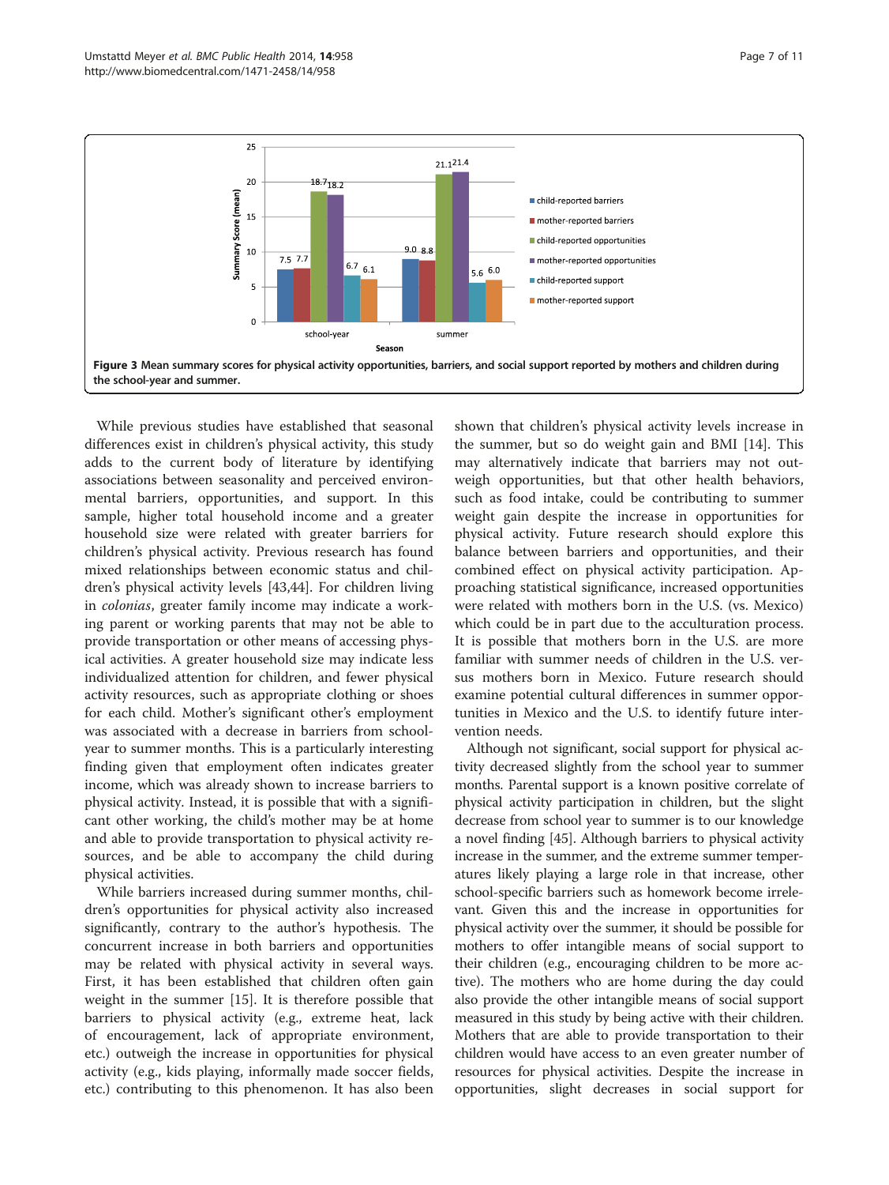25
20
15
10
5
0
Summary Score (mean)
7.5 7.7
18.7 18.2
6.7 6.1
9.0 8.8
21.1 21.4
5.6 6.0
school-year
summer
Season
child-reported barriers
mother-reported barriers
child-reported opportunities
mother-reported opportunities
child-reported support
mother-reported support

**Figure 3 Mean summary scores for physical activity opportunities, barriers, and social support reported by mothers and children during the school-year and summer.**

While previous studies have established that seasonal differences exist in children's physical activity, this study adds to the current body of literature by identifying associations between seasonality and perceived environmental barriers, opportunities, and support. In this sample, higher total household income and a greater household size were related with greater barriers for children's physical activity. Previous research has found mixed relationships between economic status and children's physical activity levels [43,44]. For children living in *colonias*, greater family income may indicate a working parent or working parents that may not be able to provide transportation or other means of accessing physical activities. A greater household size may indicate less individualized attention for children, and fewer physical activity resources, such as appropriate clothing or shoes for each child. Mother's significant other's employment was associated with a decrease in barriers from school-year to summer months. This is a particularly interesting finding given that employment often indicates greater income, which was already shown to increase barriers to physical activity. Instead, it is possible that with a significant other working, the child's mother may be at home and able to provide transportation to physical activity resources, and be able to accompany the child during physical activities.

While barriers increased during summer months, children's opportunities for physical activity also increased significantly, contrary to the author's hypothesis. The concurrent increase in both barriers and opportunities may be related with physical activity in several ways. First, it has been established that children often gain weight in the summer [15]. It is therefore possible that barriers to physical activity (e.g., extreme heat, lack of encouragement, lack of appropriate environment, etc.) outweigh the increase in opportunities for physical activity (e.g., kids playing, informally made soccer fields, etc.) contributing to this phenomenon. It has also been shown that children's physical activity levels increase in the summer, but so do weight gain and BMI [14]. This may alternatively indicate that barriers may not outweigh opportunities, but that other health behaviors, such as food intake, could be contributing to summer weight gain despite the increase in opportunities for physical activity. Future research should explore this balance between barriers and opportunities, and their combined effect on physical activity participation. Approaching statistical significance, increased opportunities were related with mothers born in the U.S. (vs. Mexico) which could be in part due to the acculturation process. It is possible that mothers born in the U.S. are more familiar with summer needs of children in the U.S. versus mothers born in Mexico. Future research should examine potential cultural differences in summer opportunities in Mexico and the U.S. to identify future intervention needs.

Although not significant, social support for physical activity decreased slightly from the school year to summer months. Parental support is a known positive correlate of physical activity participation in children, but the slight decrease from school year to summer is to our knowledge a novel finding [45]. Although barriers to physical activity increase in the summer, and the extreme summer temperatures likely playing a large role in that increase, other school-specific barriers such as homework become irrelevant. Given this and the increase in opportunities for physical activity over the summer, it should be possible for mothers to offer intangible means of social support to their children (e.g., encouraging children to be more active). The mothers who are home during the day could also provide the other intangible means of social support measured in this study by being active with their children. Mothers that are able to provide transportation to their children would have access to an even greater number of resources for physical activities. Despite the increase in opportunities, slight decreases in social support for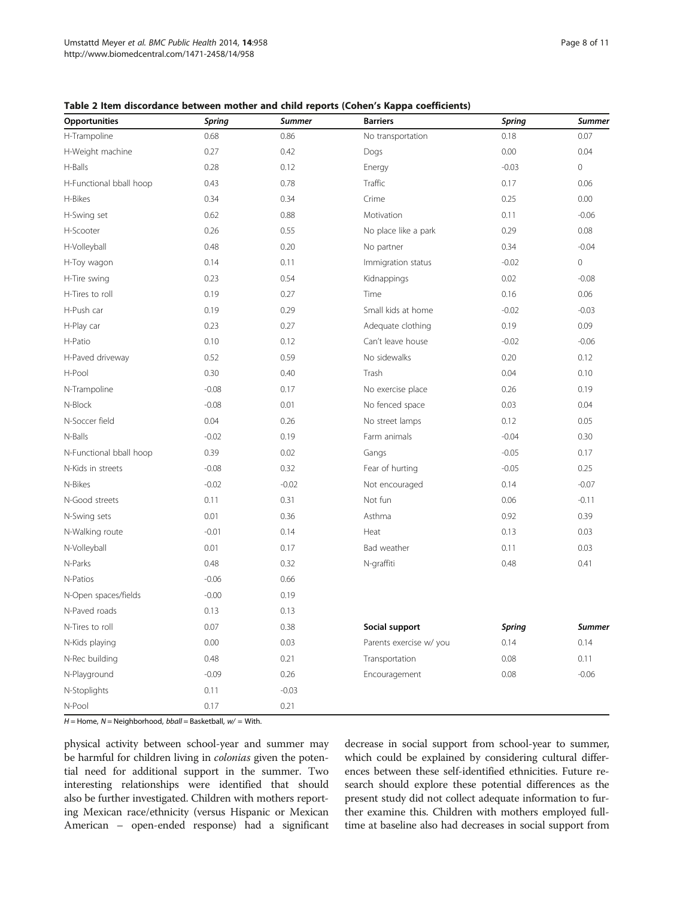**Table 2 Item discordance between mother and child reports (Cohen's Kappa coefficients)**

| Opportunities | *Spring* | *Summer* | Barriers | *Spring* | *Summer* |
|---|---|---|---|---|---|
| H-Trampoline | 0.68 | 0.86 | No transportation | 0.18 | 0.07 |
| H-Weight machine | 0.27 | 0.42 | Dogs | 0.00 | 0.04 |
| H-Balls | 0.28 | 0.12 | Energy | -0.03 | 0 |
| H-Functional bball hoop | 0.43 | 0.78 | Traffic | 0.17 | 0.06 |
| H-Bikes | 0.34 | 0.34 | Crime | 0.25 | 0.00 |
| H-Swing set | 0.62 | 0.88 | Motivation | 0.11 | -0.06 |
| H-Scooter | 0.26 | 0.55 | No place like a park | 0.29 | 0.08 |
| H-Volleyball | 0.48 | 0.20 | No partner | 0.34 | -0.04 |
| H-Toy wagon | 0.14 | 0.11 | Immigration status | -0.02 | 0 |
| H-Tire swing | 0.23 | 0.54 | Kidnappings | 0.02 | -0.08 |
| H-Tires to roll | 0.19 | 0.27 | Time | 0.16 | 0.06 |
| H-Push car | 0.19 | 0.29 | Small kids at home | -0.02 | -0.03 |
| H-Play car | 0.23 | 0.27 | Adequate clothing | 0.19 | 0.09 |
| H-Patio | 0.10 | 0.12 | Can't leave house | -0.02 | -0.06 |
| H-Paved driveway | 0.52 | 0.59 | No sidewalks | 0.20 | 0.12 |
| H-Pool | 0.30 | 0.40 | Trash | 0.04 | 0.10 |
| N-Trampoline | -0.08 | 0.17 | No exercise place | 0.26 | 0.19 |
| N-Block | -0.08 | 0.01 | No fenced space | 0.03 | 0.04 |
| N-Soccer field | 0.04 | 0.26 | No street lamps | 0.12 | 0.05 |
| N-Balls | -0.02 | 0.19 | Farm animals | -0.04 | 0.30 |
| N-Functional bball hoop | 0.39 | 0.02 | Gangs | -0.05 | 0.17 |
| N-Kids in streets | -0.08 | 0.32 | Fear of hurting | -0.05 | 0.25 |
| N-Bikes | -0.02 | -0.02 | Not encouraged | 0.14 | -0.07 |
| N-Good streets | 0.11 | 0.31 | Not fun | 0.06 | -0.11 |
| N-Swing sets | 0.01 | 0.36 | Asthma | 0.92 | 0.39 |
| N-Walking route | -0.01 | 0.14 | Heat | 0.13 | 0.03 |
| N-Volleyball | 0.01 | 0.17 | Bad weather | 0.11 | 0.03 |
| N-Parks | 0.48 | 0.32 | N-graffiti | 0.48 | 0.41 |
| N-Patios | -0.06 | 0.66 | | | |
| N-Open spaces/fields | -0.00 | 0.19 | | | |
| N-Paved roads | 0.13 | 0.13 | | | |
| N-Tires to roll | 0.07 | 0.38 | **Social support** | ***Spring*** | ***Summer*** |
| N-Kids playing | 0.00 | 0.03 | Parents exercise w/ you | 0.14 | 0.14 |
| N-Rec building | 0.48 | 0.21 | Transportation | 0.08 | 0.11 |
| N-Playground | -0.09 | 0.26 | Encouragement | 0.08 | -0.06 |
| N-Stoplights | 0.11 | -0.03 | | | |
| N-Pool | 0.17 | 0.21 | | | |

*H* = Home, *N* = Neighborhood, *bball* = Basketball, *w/* = With.

physical activity between school-year and summer may be harmful for children living in *colonias* given the potential need for additional support in the summer. Two interesting relationships were identified that should also be further investigated. Children with mothers reporting Mexican race/ethnicity (versus Hispanic or Mexican American – open-ended response) had a significant decrease in social support from school-year to summer, which could be explained by considering cultural differences between these self-identified ethnicities. Future research should explore these potential differences as the present study did not collect adequate information to further examine this. Children with mothers employed full-time at baseline also had decreases in social support from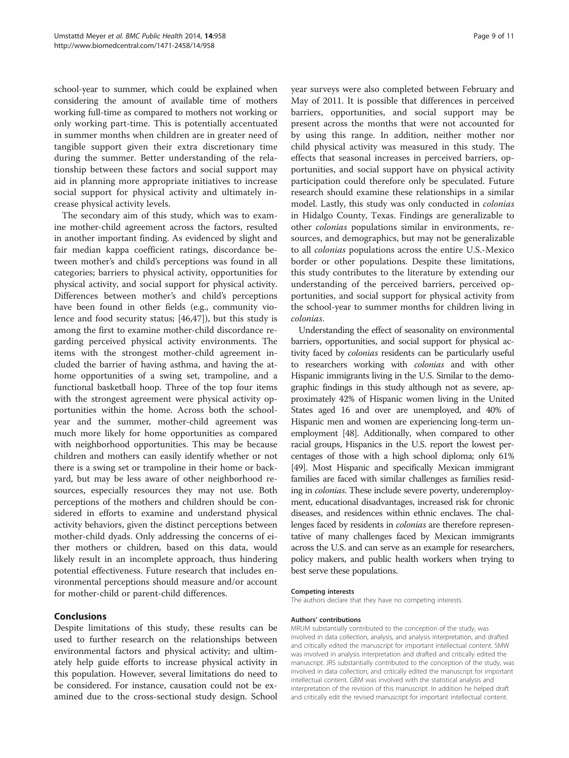school-year to summer, which could be explained when considering the amount of available time of mothers working full-time as compared to mothers not working or only working part-time. This is potentially accentuated in summer months when children are in greater need of tangible support given their extra discretionary time during the summer. Better understanding of the relationship between these factors and social support may aid in planning more appropriate initiatives to increase social support for physical activity and ultimately increase physical activity levels.

The secondary aim of this study, which was to examine mother-child agreement across the factors, resulted in another important finding. As evidenced by slight and fair median kappa coefficient ratings, discordance between mother's and child's perceptions was found in all categories; barriers to physical activity, opportunities for physical activity, and social support for physical activity. Differences between mother's and child's perceptions have been found in other fields (e.g., community violence and food security status; [46,47]), but this study is among the first to examine mother-child discordance regarding perceived physical activity environments. The items with the strongest mother-child agreement included the barrier of having asthma, and having the at-home opportunities of a swing set, trampoline, and a functional basketball hoop. Three of the top four items with the strongest agreement were physical activity opportunities within the home. Across both the school-year and the summer, mother-child agreement was much more likely for home opportunities as compared with neighborhood opportunities. This may be because children and mothers can easily identify whether or not there is a swing set or trampoline in their home or backyard, but may be less aware of other neighborhood resources, especially resources they may not use. Both perceptions of the mothers and children should be considered in efforts to examine and understand physical activity behaviors, given the distinct perceptions between mother-child dyads. Only addressing the concerns of either mothers or children, based on this data, would likely result in an incomplete approach, thus hindering potential effectiveness. Future research that includes environmental perceptions should measure and/or account for mother-child or parent-child differences.

## Conclusions

Despite limitations of this study, these results can be used to further research on the relationships between environmental factors and physical activity; and ultimately help guide efforts to increase physical activity in this population. However, several limitations do need to be considered. For instance, causation could not be examined due to the cross-sectional study design. School year surveys were also completed between February and May of 2011. It is possible that differences in perceived barriers, opportunities, and social support may be present across the months that were not accounted for by using this range. In addition, neither mother nor child physical activity was measured in this study. The effects that seasonal increases in perceived barriers, opportunities, and social support have on physical activity participation could therefore only be speculated. Future research should examine these relationships in a similar model. Lastly, this study was only conducted in *colonias* in Hidalgo County, Texas. Findings are generalizable to other *colonias* populations similar in environments, resources, and demographics, but may not be generalizable to all *colonias* populations across the entire U.S.-Mexico border or other populations. Despite these limitations, this study contributes to the literature by extending our understanding of the perceived barriers, perceived opportunities, and social support for physical activity from the school-year to summer months for children living in *colonias*.

Understanding the effect of seasonality on environmental barriers, opportunities, and social support for physical activity faced by *colonias* residents can be particularly useful to researchers working with *colonias* and with other Hispanic immigrants living in the U.S. Similar to the demographic findings in this study although not as severe, approximately 42% of Hispanic women living in the United States aged 16 and over are unemployed, and 40% of Hispanic men and women are experiencing long-term unemployment [48]. Additionally, when compared to other racial groups, Hispanics in the U.S. report the lowest percentages of those with a high school diploma; only 61% [49]. Most Hispanic and specifically Mexican immigrant families are faced with similar challenges as families residing in *colonias*. These include severe poverty, underemployment, educational disadvantages, increased risk for chronic diseases, and residences within ethnic enclaves. The challenges faced by residents in *colonias* are therefore representative of many challenges faced by Mexican immigrants across the U.S. and can serve as an example for researchers, policy makers, and public health workers when trying to best serve these populations.

#### Competing interests

The authors declare that they have no competing interests.

#### Authors' contributions

MRUM substantially contributed to the conception of the study, was involved in data collection, analysis, and analysis interpretation, and drafted and critically edited the manuscript for important intellectual content. SMW was involved in analysis interpretation and drafted and critically edited the manuscript. JRS substantially contributed to the conception of the study, was involved in data collection, and critically edited the manuscript for important intellectual content. GBM was involved with the statistical analysis and interpretation of the revision of this manuscript. In addition he helped draft and critically edit the revised manuscript for important intellectual content.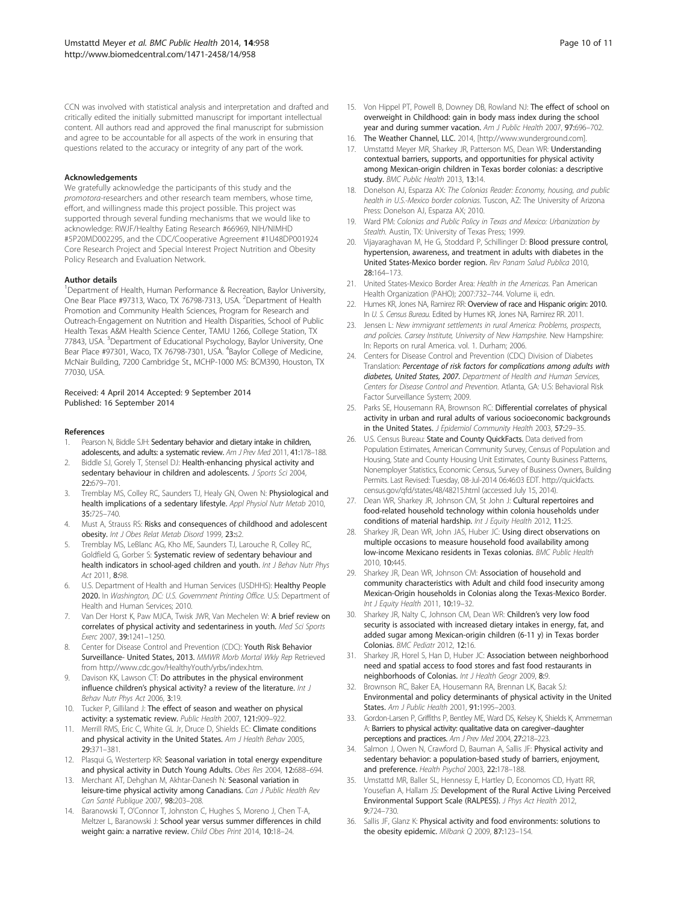CCN was involved with statistical analysis and interpretation and drafted and critically edited the initially submitted manuscript for important intellectual content. All authors read and approved the final manuscript for submission and agree to be accountable for all aspects of the work in ensuring that questions related to the accuracy or integrity of any part of the work.

#### Acknowledgements

We gratefully acknowledge the participants of this study and the *promotora*-researchers and other research team members, whose time, effort, and willingness made this project possible. This project was supported through several funding mechanisms that we would like to acknowledge: RWJF/Healthy Eating Research #66969, NIH/NIMHD #5P20MD002295, and the CDC/Cooperative Agreement #1U48DP001924 Core Research Project and Special Interest Project Nutrition and Obesity Policy Research and Evaluation Network.

#### Author details

[1]Department of Health, Human Performance & Recreation, Baylor University, One Bear Place #97313, Waco, TX 76798-7313, USA. [2]Department of Health Promotion and Community Health Sciences, Program for Research and Outreach-Engagement on Nutrition and Health Disparities, School of Public Health Texas A&M Health Science Center, TAMU 1266, College Station, TX 77843, USA. [3]Department of Educational Psychology, Baylor University, One Bear Place #97301, Waco, TX 76798-7301, USA. [4]Baylor College of Medicine, McNair Building, 7200 Cambridge St., MCHP-1000 MS: BCM390, Houston, TX 77030, USA.

Received: 4 April 2014 Accepted: 9 September 2014
Published: 16 September 2014

#### References

1. Pearson N, Biddle SJH: **Sedentary behavior and dietary intake in children, adolescents, and adults: a systematic review.** *Am J Prev Med* 2011, **41:**178–188.
2. Biddle SJ, Gorely T, Stensel DJ: **Health-enhancing physical activity and sedentary behaviour in children and adolescents.** *J Sports Sci* 2004, **22:**679–701.
3. Tremblay MS, Colley RC, Saunders TJ, Healy GN, Owen N: **Physiological and health implications of a sedentary lifestyle.** *Appl Physiol Nutr Metab* 2010, **35:**725–740.
4. Must A, Strauss RS: **Risks and consequences of childhood and adolescent obesity.** *Int J Obes Relat Metab Disord* 1999, **23:**s2.
5. Tremblay MS, LeBlanc AG, Kho ME, Saunders TJ, Larouche R, Colley RC, Goldfield G, Gorber S: **Systematic review of sedentary behaviour and health indicators in school-aged children and youth.** *Int J Behav Nutr Phys Act* 2011, **8:**98.
6. U.S. Department of Health and Human Services (USDHHS): **Healthy People 2020.** In *Washington, DC: U.S. Government Printing Office.* U.S: Department of Health and Human Services; 2010.
7. Van Der Horst K, Paw MJCA, Twisk JWR, Van Mechelen W: **A brief review on correlates of physical activity and sedentariness in youth.** *Med Sci Sports Exerc* 2007, **39:**1241–1250.
8. Center for Disease Control and Prevention (CDC): **Youth Risk Behavior Surveillance- United States, 2013.** *MMWR Morb Mortal Wkly Rep* Retrieved from http://www.cdc.gov/HealthyYouth/yrbs/index.htm.
9. Davison KK, Lawson CT: **Do attributes in the physical environment influence children's physical activity? a review of the literature.** *Int J Behav Nutr Phys Act* 2006, **3:**19.
10. Tucker P, Gilliland J: **The effect of season and weather on physical activity: a systematic review.** *Public Health* 2007, **121:**909–922.
11. Merrill RMS, Eric C, White GL Jr, Druce D, Shields EC: **Climate conditions and physical activity in the United States.** *Am J Health Behav* 2005, **29:**371–381.
12. Plasqui G, Westerterp KR: **Seasonal variation in total energy expenditure and physical activity in Dutch Young Adults.** *Obes Res* 2004, **12:**688–694.
13. Merchant AT, Dehghan M, Akhtar-Danesh N: **Seasonal variation in leisure-time physical activity among Canadians.** *Can J Public Health Rev Can Santé Publique* 2007, **98:**203–208.
14. Baranowski T, O'Connor T, Johnston C, Hughes S, Moreno J, Chen T-A, Meltzer L, Baranowski J: **School year versus summer differences in child weight gain: a narrative review.** *Child Obes Print* 2014, **10:**18–24.
15. Von Hippel PT, Powell B, Downey DB, Rowland NJ: **The effect of school on overweight in Childhood: gain in body mass index during the school year and during summer vacation.** *Am J Public Health* 2007, **97:**696–702.
16. **The Weather Channel, LLC.** 2014, [http://www.wunderground.com].
17. Umstattd Meyer MR, Sharkey JR, Patterson MS, Dean WR: **Understanding contextual barriers, supports, and opportunities for physical activity among Mexican-origin children in Texas border colonias: a descriptive study.** *BMC Public Health* 2013, **13:**14.
18. Donelson AJ, Esparza AX: *The Colonias Reader: Economy, housing, and public health in U.S.-Mexico border colonias.* Tuscon, AZ: The University of Arizona Press: Donelson AJ, Esparza AX; 2010.
19. Ward PM: *Colonias and Public Policy in Texas and Mexico: Urbanization by Stealth.* Austin, TX: University of Texas Press; 1999.
20. Vijayaraghavan M, He G, Stoddard P, Schillinger D: **Blood pressure control, hypertension, awareness, and treatment in adults with diabetes in the United States-Mexico border region.** *Rev Panam Salud Publica* 2010, **28:**164–173.
21. United States-Mexico Border Area: *Health in the Americas.* Pan American Health Organization (PAHO); 2007:732–744. Volume ii, edn.
22. Humes KR, Jones NA, Ramirez RR: **Overview of race and Hispanic origin: 2010.** In *U. S. Census Bureau.* Edited by Humes KR, Jones NA, Ramirez RR. 2011.
23. Jensen L: *New immigrant settlements in rural America: Problems, prospects, and policies. Carsey Institute, University of New Hampshire.* New Hampshire: In: Reports on rural America. vol. 1. Durham; 2006.
24. Centers for Disease Control and Prevention (CDC) Division of Diabetes Translation: ***Percentage of risk factors for complications among adults with diabetes, United States, 2007.*** *Department of Health and Human Services, Centers for Disease Control and Prevention.* Atlanta, GA: U.S: Behavioral Risk Factor Surveillance System; 2009.
25. Parks SE, Housemann RA, Brownson RC: **Differential correlates of physical activity in urban and rural adults of various socioeconomic backgrounds in the United States.** *J Epidemiol Community Health* 2003, **57:**29–35.
26. U.S. Census Bureau: **State and County QuickFacts.** Data derived from Population Estimates, American Community Survey, Census of Population and Housing, State and County Housing Unit Estimates, County Business Patterns, Nonemployer Statistics, Economic Census, Survey of Business Owners, Building Permits. Last Revised: Tuesday, 08-Jul-2014 06:46:03 EDT. http://quickfacts.census.gov/qfd/states/48/48215.html (accessed July 15, 2014).
27. Dean WR, Sharkey JR, Johnson CM, St John J: **Cultural repertoires and food-related household technology within colonia households under conditions of material hardship.** *Int J Equity Health* 2012, **11:**25.
28. Sharkey JR, Dean WR, John JAS, Huber JC: **Using direct observations on multiple occasions to measure household food availability among low-income Mexicano residents in Texas colonias.** *BMC Public Health* 2010, **10:**445.
29. Sharkey JR, Dean WR, Johnson CM: **Association of household and community characteristics with Adult and child food insecurity among Mexican-Origin households in Colonias along the Texas-Mexico Border.** *Int J Equity Health* 2011, **10:**19–32.
30. Sharkey JR, Nalty C, Johnson CM, Dean WR: **Children's very low food security is associated with increased dietary intakes in energy, fat, and added sugar among Mexican-origin children (6-11 y) in Texas border Colonias.** *BMC Pediatr* 2012, **12:**16.
31. Sharkey JR, Horel S, Han D, Huber JC: **Association between neighborhood need and spatial access to food stores and fast food restaurants in neighborhoods of Colonias.** *Int J Health Geogr* 2009, **8:**9.
32. Brownson RC, Baker EA, Housemann RA, Brennan LK, Bacak SJ: **Environmental and policy determinants of physical activity in the United States.** *Am J Public Health* 2001, **91:**1995–2003.
33. Gordon-Larsen P, Griffiths P, Bentley ME, Ward DS, Kelsey K, Shields K, Ammerman A: **Barriers to physical activity: qualitative data on caregiver–daughter perceptions and practices.** *Am J Prev Med* 2004, **27:**218–223.
34. Salmon J, Owen N, Crawford D, Bauman A, Sallis JF: **Physical activity and sedentary behavior: a population-based study of barriers, enjoyment, and preference.** *Health Psychol* 2003, **22:**178–188.
35. Umstattd MR, Baller SL, Hennessy E, Hartley D, Economos CD, Hyatt RR, Yousefian A, Hallam JS: **Development of the Rural Active Living Perceived Environmental Support Scale (RALPESS).** *J Phys Act Health* 2012, **9:**724–730.
36. Sallis JF, Glanz K: **Physical activity and food environments: solutions to the obesity epidemic.** *Milbank Q* 2009, **87:**123–154.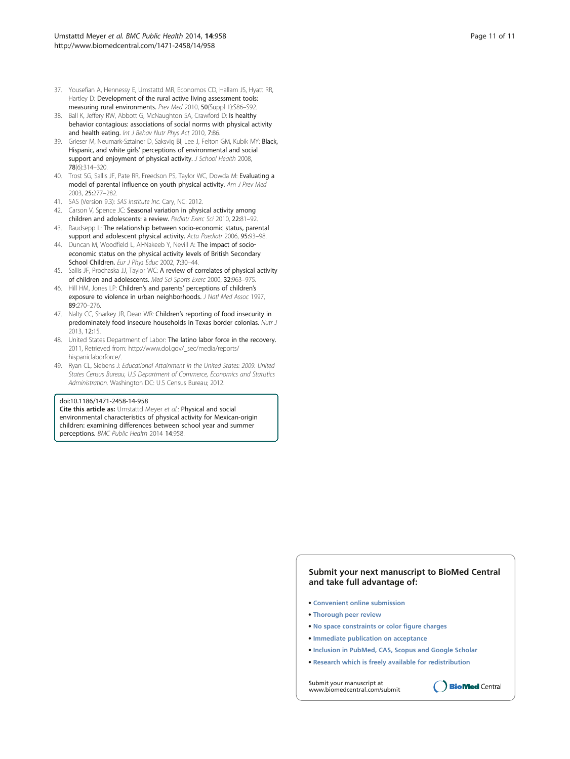37. Yousefian A, Hennessy E, Umstattd MR, Economos CD, Hallam JS, Hyatt RR, Hartley D: **Development of the rural active living assessment tools: measuring rural environments.** *Prev Med* 2010, **50**(Suppl 1):S86–S92.
38. Ball K, Jeffery RW, Abbott G, McNaughton SA, Crawford D: **Is healthy behavior contagious: associations of social norms with physical activity and health eating.** *Int J Behav Nutr Phys Act* 2010, **7:**86.
39. Grieser M, Neumark-Sztainer D, Saksvig BI, Lee J, Felton GM, Kubik MY: **Black, Hispanic, and white girls' perceptions of environmental and social support and enjoyment of physical activity.** *J School Health* 2008, **78**(6):314–320.
40. Trost SG, Sallis JF, Pate RR, Freedson PS, Taylor WC, Dowda M: **Evaluating a model of parental influence on youth physical activity.** *Am J Prev Med* 2003, **25:**277–282.
41. SAS (Version 9.3): *SAS Institute Inc.* Cary, NC: 2012.
42. Carson V, Spence JC: **Seasonal variation in physical activity among children and adolescents: a review.** *Pediatr Exerc Sci* 2010, **22:**81–92.
43. Raudsepp L: **The relationship between socio-economic status, parental support and adolescent physical activity.** *Acta Paediatr* 2006, **95:**93–98.
44. Duncan M, Woodfield L, Al-Nakeeb Y, Nevill A: **The impact of socio-economic status on the physical activity levels of British Secondary School Children.** *Eur J Phys Educ* 2002, **7:**30–44.
45. Sallis JF, Prochaska JJ, Taylor WC: **A review of correlates of physical activity of children and adolescents.** *Med Sci Sports Exerc* 2000, **32:**963–975.
46. Hill HM, Jones LP: **Children's and parents' perceptions of children's exposure to violence in urban neighborhoods.** *J Natl Med Assoc* 1997, **89:**270–276.
47. Nalty CC, Sharkey JR, Dean WR: **Children's reporting of food insecurity in predominately food insecure households in Texas border colonias.** *Nutr J* 2013, **12:**15.
48. United States Department of Labor: **The latino labor force in the recovery.** 2011, Retrieved from: http://www.dol.gov/_sec/media/reports/hispaniclaborforce/.
49. Ryan CL, Siebens J: *Educational Attainment in the United States: 2009. United States Census Bureau, U.S Department of Commerce, Economics and Statistics Administration.* Washington DC: U.S Census Bureau; 2012.

doi:10.1186/1471-2458-14-958
**Cite this article as:** Umstattd Meyer *et al.*: Physical and social environmental characteristics of physical activity for Mexican-origin children: examining differences between school year and summer perceptions. *BMC Public Health* 2014 **14**:958.

**Submit your next manuscript to BioMed Central and take full advantage of:**

- **Convenient online submission**
- **Thorough peer review**
- **No space constraints or color figure charges**
- **Immediate publication on acceptance**
- **Inclusion in PubMed, CAS, Scopus and Google Scholar**
- **Research which is freely available for redistribution**

Submit your manuscript at
www.biomedcentral.com/submit

BioMed Central